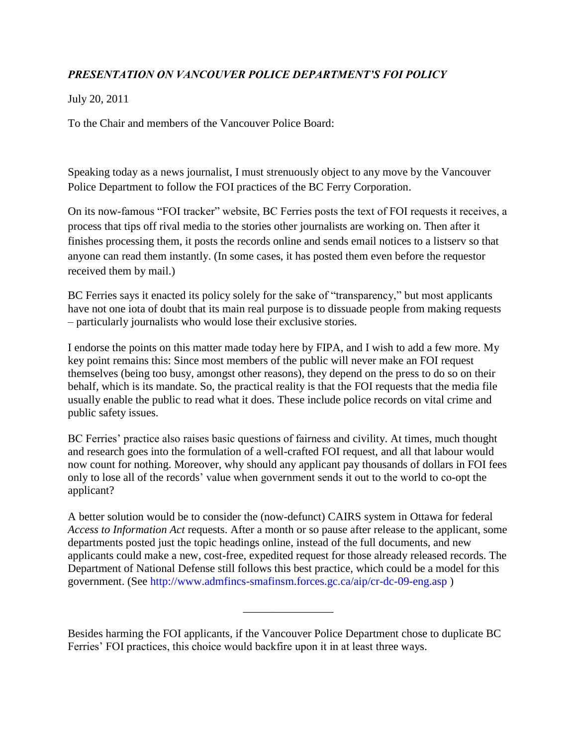***PRESENTATION ON VANCOUVER POLICE DEPARTMENT'S FOI POLICY***

July 20, 2011

To the Chair and members of the Vancouver Police Board:

Speaking today as a news journalist, I must strenuously object to any move by the Vancouver Police Department to follow the FOI practices of the BC Ferry Corporation.

On its now-famous "FOI tracker" website, BC Ferries posts the text of FOI requests it receives, a process that tips off rival media to the stories other journalists are working on. Then after it finishes processing them, it posts the records online and sends email notices to a listserv so that anyone can read them instantly. (In some cases, it has posted them even before the requestor received them by mail.)

BC Ferries says it enacted its policy solely for the sake of "transparency," but most applicants have not one iota of doubt that its main real purpose is to dissuade people from making requests – particularly journalists who would lose their exclusive stories.

I endorse the points on this matter made today here by FIPA, and I wish to add a few more. My key point remains this: Since most members of the public will never make an FOI request themselves (being too busy, amongst other reasons), they depend on the press to do so on their behalf, which is its mandate. So, the practical reality is that the FOI requests that the media file usually enable the public to read what it does. These include police records on vital crime and public safety issues.

BC Ferries' practice also raises basic questions of fairness and civility. At times, much thought and research goes into the formulation of a well-crafted FOI request, and all that labour would now count for nothing. Moreover, why should any applicant pay thousands of dollars in FOI fees only to lose all of the records' value when government sends it out to the world to co-opt the applicant?

A better solution would be to consider the (now-defunct) CAIRS system in Ottawa for federal *Access to Information Act* requests. After a month or so pause after release to the applicant, some departments posted just the topic headings online, instead of the full documents, and new applicants could make a new, cost-free, expedited request for those already released records. The Department of National Defense still follows this best practice, which could be a model for this government. (See http://www.admfincs-smafinsm.forces.gc.ca/aip/cr-dc-09-eng.asp )

---

Besides harming the FOI applicants, if the Vancouver Police Department chose to duplicate BC Ferries' FOI practices, this choice would backfire upon it in at least three ways.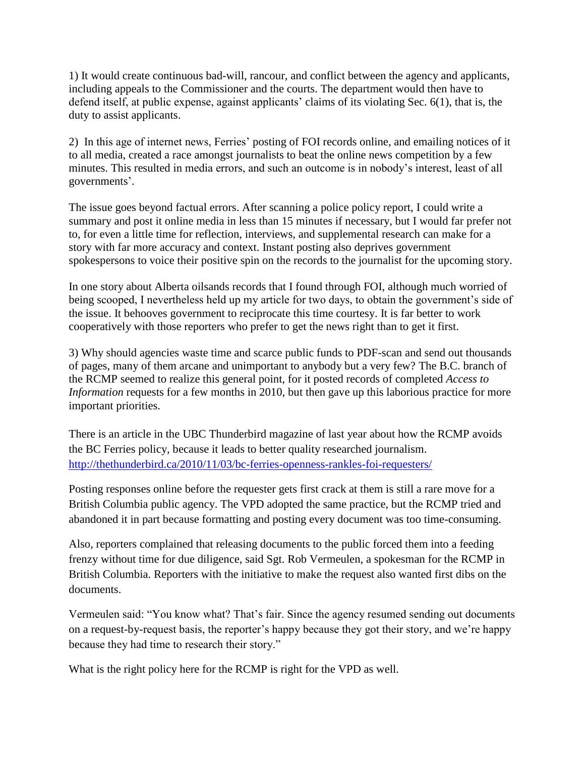1) It would create continuous bad-will, rancour, and conflict between the agency and applicants, including appeals to the Commissioner and the courts. The department would then have to defend itself, at public expense, against applicants' claims of its violating Sec. 6(1), that is, the duty to assist applicants.

2) In this age of internet news, Ferries' posting of FOI records online, and emailing notices of it to all media, created a race amongst journalists to beat the online news competition by a few minutes. This resulted in media errors, and such an outcome is in nobody's interest, least of all governments'.

The issue goes beyond factual errors. After scanning a police policy report, I could write a summary and post it online media in less than 15 minutes if necessary, but I would far prefer not to, for even a little time for reflection, interviews, and supplemental research can make for a story with far more accuracy and context. Instant posting also deprives government spokespersons to voice their positive spin on the records to the journalist for the upcoming story.

In one story about Alberta oilsands records that I found through FOI, although much worried of being scooped, I nevertheless held up my article for two days, to obtain the government's side of the issue. It behooves government to reciprocate this time courtesy. It is far better to work cooperatively with those reporters who prefer to get the news right than to get it first.

3) Why should agencies waste time and scarce public funds to PDF-scan and send out thousands of pages, many of them arcane and unimportant to anybody but a very few? The B.C. branch of the RCMP seemed to realize this general point, for it posted records of completed *Access to Information* requests for a few months in 2010, but then gave up this laborious practice for more important priorities.

There is an article in the UBC Thunderbird magazine of last year about how the RCMP avoids the BC Ferries policy, because it leads to better quality researched journalism. http://thethunderbird.ca/2010/11/03/bc-ferries-openness-rankles-foi-requesters/

Posting responses online before the requester gets first crack at them is still a rare move for a British Columbia public agency. The VPD adopted the same practice, but the RCMP tried and abandoned it in part because formatting and posting every document was too time-consuming.

Also, reporters complained that releasing documents to the public forced them into a feeding frenzy without time for due diligence, said Sgt. Rob Vermeulen, a spokesman for the RCMP in British Columbia. Reporters with the initiative to make the request also wanted first dibs on the documents.

Vermeulen said: "You know what? That's fair. Since the agency resumed sending out documents on a request-by-request basis, the reporter's happy because they got their story, and we're happy because they had time to research their story."

What is the right policy here for the RCMP is right for the VPD as well.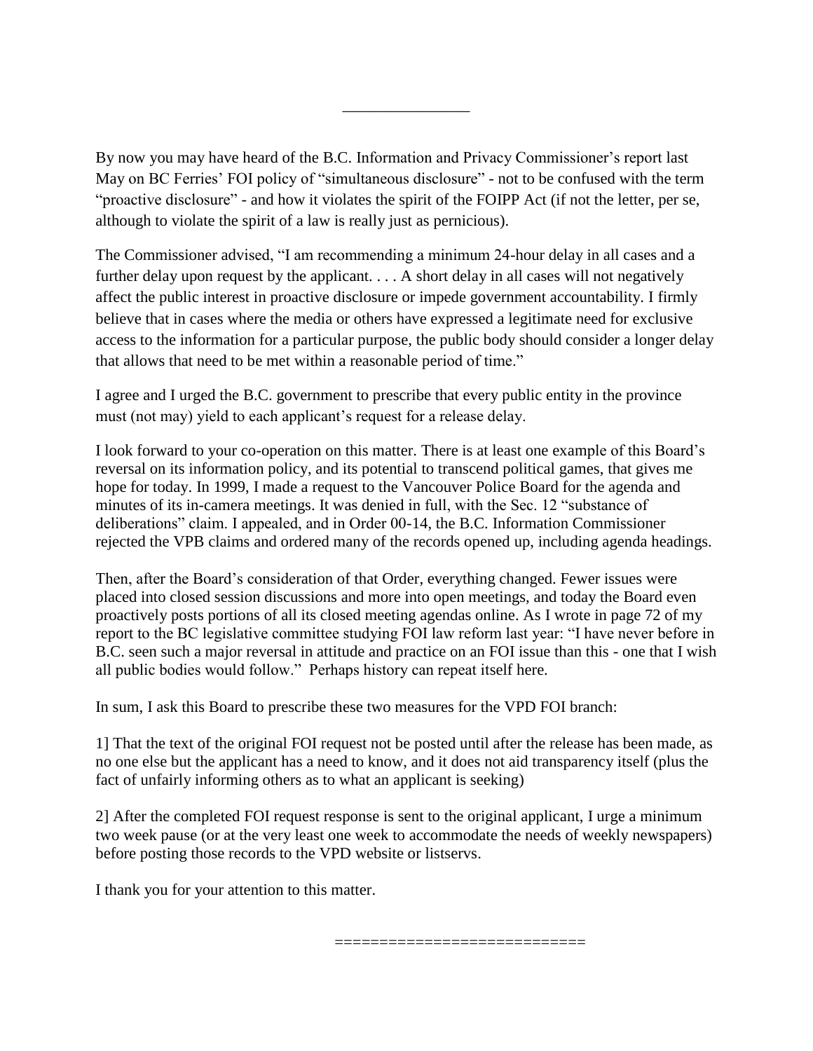_______________

By now you may have heard of the B.C. Information and Privacy Commissioner's report last May on BC Ferries' FOI policy of "simultaneous disclosure" - not to be confused with the term "proactive disclosure" - and how it violates the spirit of the FOIPP Act (if not the letter, per se, although to violate the spirit of a law is really just as pernicious).

The Commissioner advised, "I am recommending a minimum 24-hour delay in all cases and a further delay upon request by the applicant. . . . A short delay in all cases will not negatively affect the public interest in proactive disclosure or impede government accountability. I firmly believe that in cases where the media or others have expressed a legitimate need for exclusive access to the information for a particular purpose, the public body should consider a longer delay that allows that need to be met within a reasonable period of time."

I agree and I urged the B.C. government to prescribe that every public entity in the province must (not may) yield to each applicant's request for a release delay.

I look forward to your co-operation on this matter. There is at least one example of this Board's reversal on its information policy, and its potential to transcend political games, that gives me hope for today. In 1999, I made a request to the Vancouver Police Board for the agenda and minutes of its in-camera meetings. It was denied in full, with the Sec. 12 "substance of deliberations" claim. I appealed, and in Order 00-14, the B.C. Information Commissioner rejected the VPB claims and ordered many of the records opened up, including agenda headings.

Then, after the Board's consideration of that Order, everything changed. Fewer issues were placed into closed session discussions and more into open meetings, and today the Board even proactively posts portions of all its closed meeting agendas online. As I wrote in page 72 of my report to the BC legislative committee studying FOI law reform last year: "I have never before in B.C. seen such a major reversal in attitude and practice on an FOI issue than this - one that I wish all public bodies would follow." Perhaps history can repeat itself here.

In sum, I ask this Board to prescribe these two measures for the VPD FOI branch:

1] That the text of the original FOI request not be posted until after the release has been made, as no one else but the applicant has a need to know, and it does not aid transparency itself (plus the fact of unfairly informing others as to what an applicant is seeking)

2] After the completed FOI request response is sent to the original applicant, I urge a minimum two week pause (or at the very least one week to accommodate the needs of weekly newspapers) before posting those records to the VPD website or listservs.

I thank you for your attention to this matter.

===========================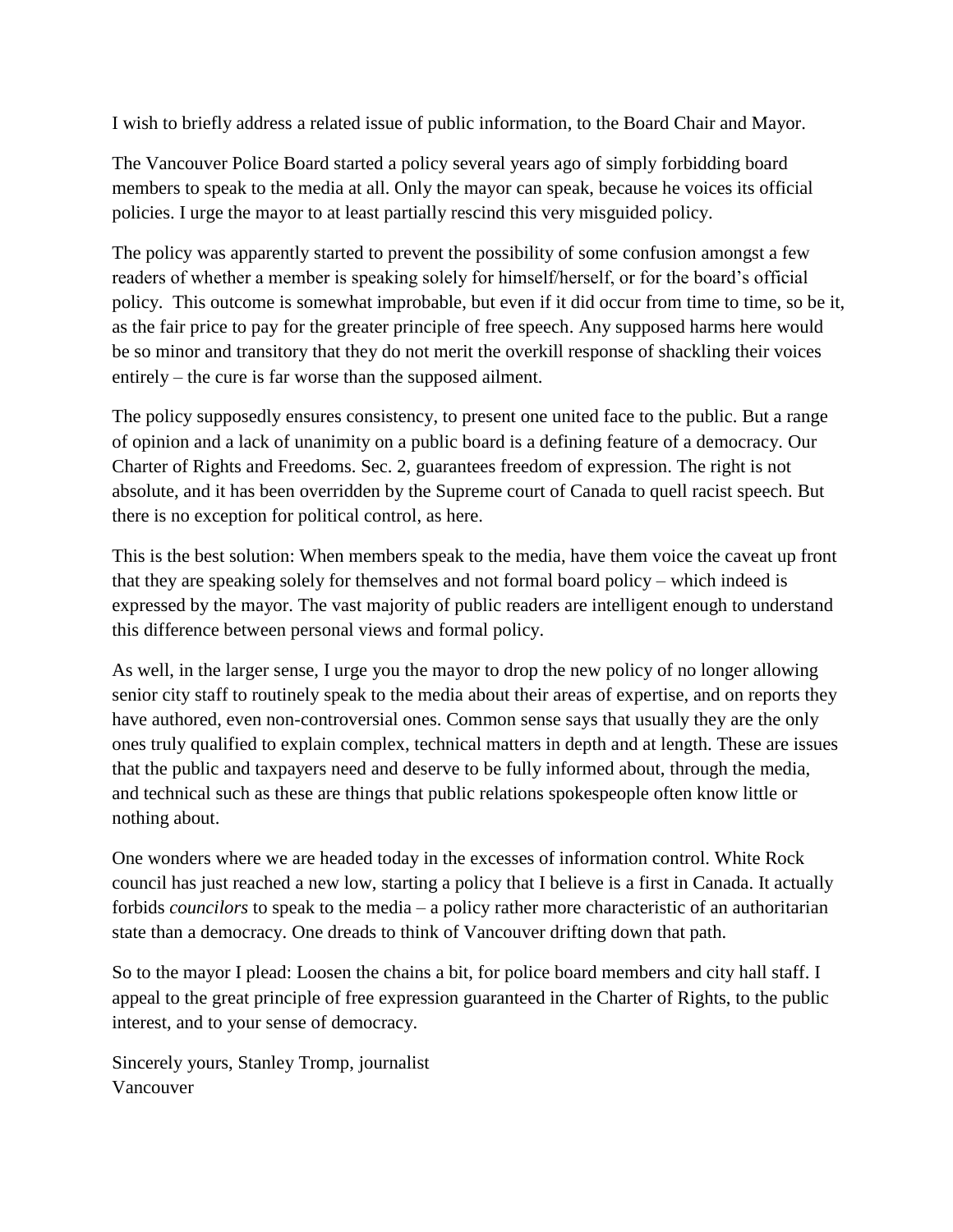I wish to briefly address a related issue of public information, to the Board Chair and Mayor.

The Vancouver Police Board started a policy several years ago of simply forbidding board members to speak to the media at all. Only the mayor can speak, because he voices its official policies. I urge the mayor to at least partially rescind this very misguided policy.

The policy was apparently started to prevent the possibility of some confusion amongst a few readers of whether a member is speaking solely for himself/herself, or for the board's official policy. This outcome is somewhat improbable, but even if it did occur from time to time, so be it, as the fair price to pay for the greater principle of free speech. Any supposed harms here would be so minor and transitory that they do not merit the overkill response of shackling their voices entirely – the cure is far worse than the supposed ailment.

The policy supposedly ensures consistency, to present one united face to the public. But a range of opinion and a lack of unanimity on a public board is a defining feature of a democracy. Our Charter of Rights and Freedoms. Sec. 2, guarantees freedom of expression. The right is not absolute, and it has been overridden by the Supreme court of Canada to quell racist speech. But there is no exception for political control, as here.

This is the best solution: When members speak to the media, have them voice the caveat up front that they are speaking solely for themselves and not formal board policy – which indeed is expressed by the mayor. The vast majority of public readers are intelligent enough to understand this difference between personal views and formal policy.

As well, in the larger sense, I urge you the mayor to drop the new policy of no longer allowing senior city staff to routinely speak to the media about their areas of expertise, and on reports they have authored, even non-controversial ones. Common sense says that usually they are the only ones truly qualified to explain complex, technical matters in depth and at length. These are issues that the public and taxpayers need and deserve to be fully informed about, through the media, and technical such as these are things that public relations spokespeople often know little or nothing about.

One wonders where we are headed today in the excesses of information control. White Rock council has just reached a new low, starting a policy that I believe is a first in Canada. It actually forbids *councilors* to speak to the media – a policy rather more characteristic of an authoritarian state than a democracy. One dreads to think of Vancouver drifting down that path.

So to the mayor I plead: Loosen the chains a bit, for police board members and city hall staff. I appeal to the great principle of free expression guaranteed in the Charter of Rights, to the public interest, and to your sense of democracy.

Sincerely yours, Stanley Tromp, journalist
Vancouver